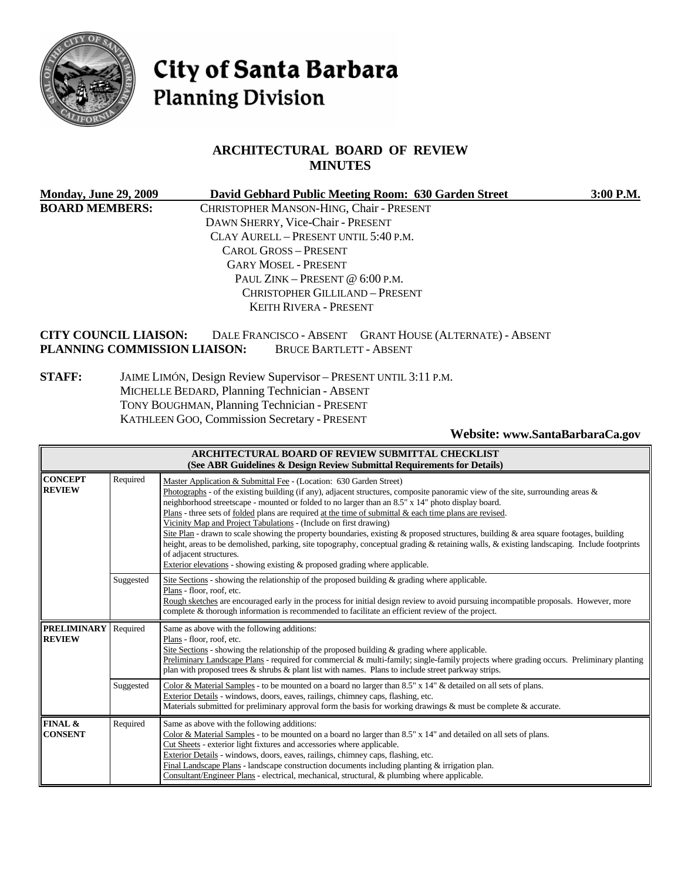# City of Santa Barbara
## Planning Division

## ARCHITECTURAL BOARD OF REVIEW MINUTES

**Monday, June 29, 2009** **David Gebhard Public Meeting Room: 630 Garden Street** **3:00 P.M.**

**BOARD MEMBERS:**
CHRISTOPHER MANSON-HING, Chair - PRESENT
DAWN SHERRY, Vice-Chair - PRESENT
CLAY AURELL – PRESENT UNTIL 5:40 P.M.
CAROL GROSS – PRESENT
GARY MOSEL - PRESENT
PAUL ZINK – PRESENT @ 6:00 P.M.
CHRISTOPHER GILLILAND – PRESENT
KEITH RIVERA - PRESENT

**CITY COUNCIL LIAISON:** DALE FRANCISCO - ABSENT GRANT HOUSE (ALTERNATE) - ABSENT
**PLANNING COMMISSION LIAISON:** BRUCE BARTLETT - ABSENT

**STAFF:**
JAIME LIMÓN, Design Review Supervisor – PRESENT UNTIL 3:11 P.M.
MICHELLE BEDARD, Planning Technician - ABSENT
TONY BOUGHMAN, Planning Technician - PRESENT
KATHLEEN GOO, Commission Secretary - PRESENT

**Website: www.SantaBarbaraCa.gov**

| **ARCHITECTURAL BOARD OF REVIEW SUBMITTAL CHECKLIST (See ABR Guidelines & Design Review Submittal Requirements for Details)** | | |
|---|---|---|
| **CONCEPT REVIEW** | Required | Master Application & Submittal Fee - (Location: 630 Garden Street)<br>Photographs - of the existing building (if any), adjacent structures, composite panoramic view of the site, surrounding areas & neighborhood streetscape - mounted or folded to no larger than an 8.5" x 14" photo display board.<br>Plans - three sets of folded plans are required at the time of submittal & each time plans are revised.<br>Vicinity Map and Project Tabulations - (Include on first drawing)<br>Site Plan - drawn to scale showing the property boundaries, existing & proposed structures, building & area square footages, building height, areas to be demolished, parking, site topography, conceptual grading & retaining walls, & existing landscaping. Include footprints of adjacent structures.<br>Exterior elevations - showing existing & proposed grading where applicable. |
| | Suggested | Site Sections - showing the relationship of the proposed building & grading where applicable.<br>Plans - floor, roof, etc.<br>Rough sketches are encouraged early in the process for initial design review to avoid pursuing incompatible proposals. However, more complete & thorough information is recommended to facilitate an efficient review of the project. |
| **PRELIMINARY REVIEW** | Required | Same as above with the following additions:<br>Plans - floor, roof, etc.<br>Site Sections - showing the relationship of the proposed building & grading where applicable.<br>Preliminary Landscape Plans - required for commercial & multi-family; single-family projects where grading occurs. Preliminary planting plan with proposed trees & shrubs & plant list with names. Plans to include street parkway strips. |
| | Suggested | Color & Material Samples - to be mounted on a board no larger than 8.5" x 14" & detailed on all sets of plans.<br>Exterior Details - windows, doors, eaves, railings, chimney caps, flashing, etc.<br>Materials submitted for preliminary approval form the basis for working drawings & must be complete & accurate. |
| **FINAL & CONSENT** | Required | Same as above with the following additions:<br>Color & Material Samples - to be mounted on a board no larger than 8.5" x 14" and detailed on all sets of plans.<br>Cut Sheets - exterior light fixtures and accessories where applicable.<br>Exterior Details - windows, doors, eaves, railings, chimney caps, flashing, etc.<br>Final Landscape Plans - landscape construction documents including planting & irrigation plan.<br>Consultant/Engineer Plans - electrical, mechanical, structural, & plumbing where applicable. |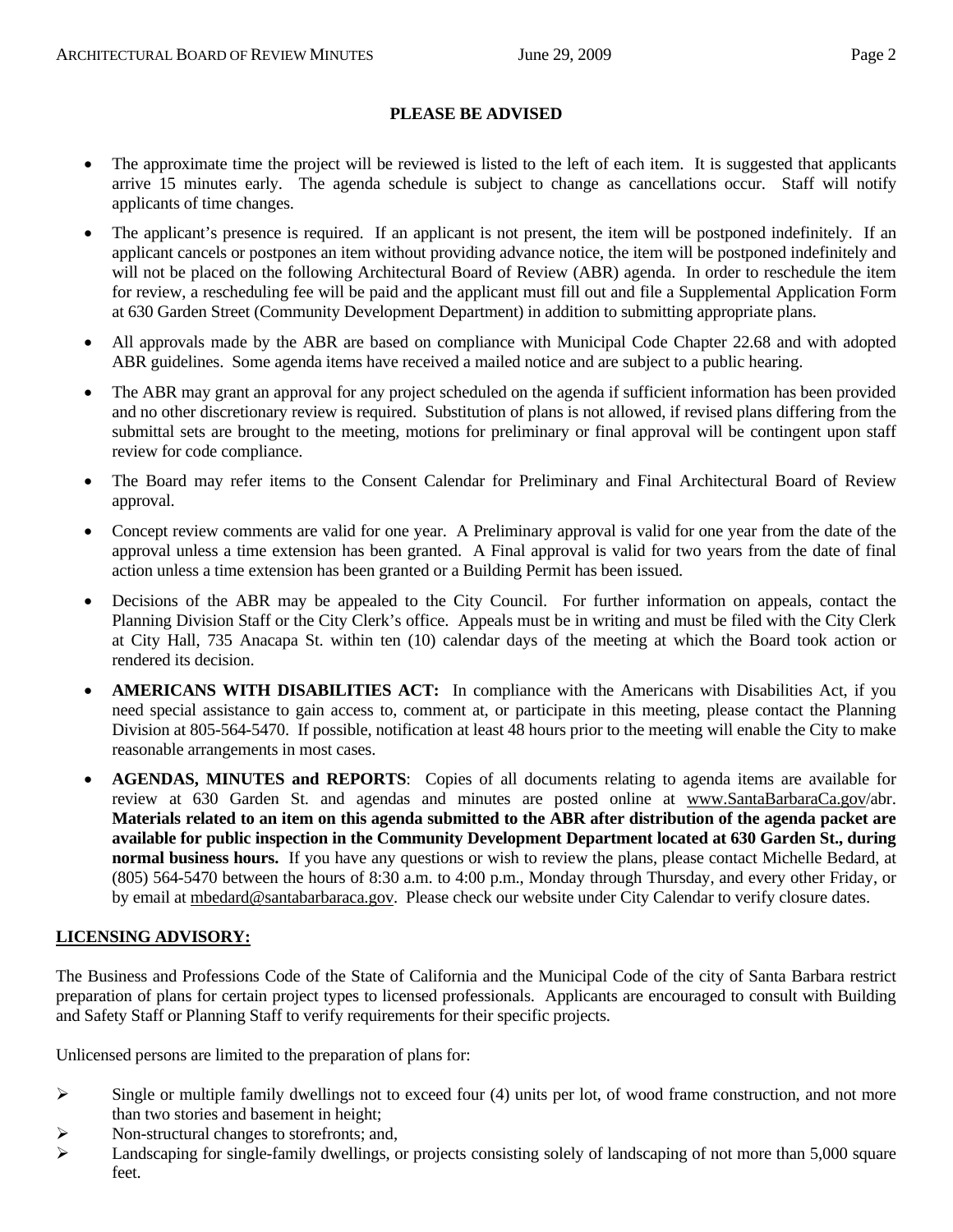**PLEASE BE ADVISED**

- The approximate time the project will be reviewed is listed to the left of each item. It is suggested that applicants arrive 15 minutes early. The agenda schedule is subject to change as cancellations occur. Staff will notify applicants of time changes.
- The applicant's presence is required. If an applicant is not present, the item will be postponed indefinitely. If an applicant cancels or postpones an item without providing advance notice, the item will be postponed indefinitely and will not be placed on the following Architectural Board of Review (ABR) agenda. In order to reschedule the item for review, a rescheduling fee will be paid and the applicant must fill out and file a Supplemental Application Form at 630 Garden Street (Community Development Department) in addition to submitting appropriate plans.
- All approvals made by the ABR are based on compliance with Municipal Code Chapter 22.68 and with adopted ABR guidelines. Some agenda items have received a mailed notice and are subject to a public hearing.
- The ABR may grant an approval for any project scheduled on the agenda if sufficient information has been provided and no other discretionary review is required. Substitution of plans is not allowed, if revised plans differing from the submittal sets are brought to the meeting, motions for preliminary or final approval will be contingent upon staff review for code compliance.
- The Board may refer items to the Consent Calendar for Preliminary and Final Architectural Board of Review approval.
- Concept review comments are valid for one year. A Preliminary approval is valid for one year from the date of the approval unless a time extension has been granted. A Final approval is valid for two years from the date of final action unless a time extension has been granted or a Building Permit has been issued.
- Decisions of the ABR may be appealed to the City Council. For further information on appeals, contact the Planning Division Staff or the City Clerk's office. Appeals must be in writing and must be filed with the City Clerk at City Hall, 735 Anacapa St. within ten (10) calendar days of the meeting at which the Board took action or rendered its decision.
- **AMERICANS WITH DISABILITIES ACT:** In compliance with the Americans with Disabilities Act, if you need special assistance to gain access to, comment at, or participate in this meeting, please contact the Planning Division at 805-564-5470. If possible, notification at least 48 hours prior to the meeting will enable the City to make reasonable arrangements in most cases.
- **AGENDAS, MINUTES and REPORTS**: Copies of all documents relating to agenda items are available for review at 630 Garden St. and agendas and minutes are posted online at www.SantaBarbaraCa.gov/abr. **Materials related to an item on this agenda submitted to the ABR after distribution of the agenda packet are available for public inspection in the Community Development Department located at 630 Garden St., during normal business hours.** If you have any questions or wish to review the plans, please contact Michelle Bedard, at (805) 564-5470 between the hours of 8:30 a.m. to 4:00 p.m., Monday through Thursday, and every other Friday, or by email at mbedard@santabarbaraca.gov. Please check our website under City Calendar to verify closure dates.

**LICENSING ADVISORY:**

The Business and Professions Code of the State of California and the Municipal Code of the city of Santa Barbara restrict preparation of plans for certain project types to licensed professionals. Applicants are encouraged to consult with Building and Safety Staff or Planning Staff to verify requirements for their specific projects.

Unlicensed persons are limited to the preparation of plans for:

- Single or multiple family dwellings not to exceed four (4) units per lot, of wood frame construction, and not more than two stories and basement in height;
- Non-structural changes to storefronts; and,
- Landscaping for single-family dwellings, or projects consisting solely of landscaping of not more than 5,000 square feet.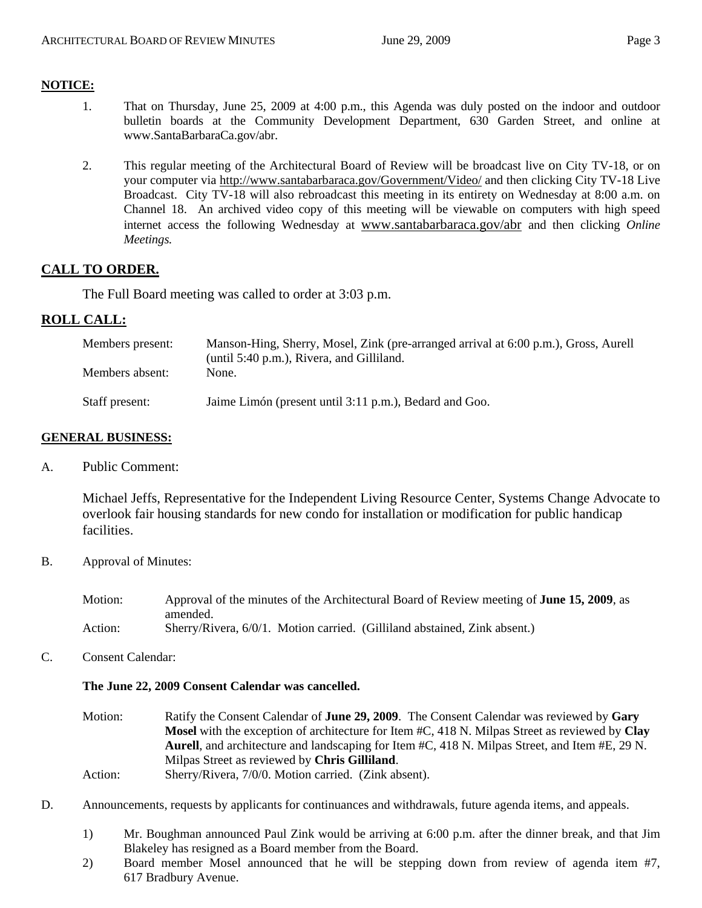**NOTICE:**

1. That on Thursday, June 25, 2009 at 4:00 p.m., this Agenda was duly posted on the indoor and outdoor bulletin boards at the Community Development Department, 630 Garden Street, and online at www.SantaBarbaraCa.gov/abr.

2. This regular meeting of the Architectural Board of Review will be broadcast live on City TV-18, or on your computer via http://www.santabarbaraca.gov/Government/Video/ and then clicking City TV-18 Live Broadcast. City TV-18 will also rebroadcast this meeting in its entirety on Wednesday at 8:00 a.m. on Channel 18. An archived video copy of this meeting will be viewable on computers with high speed internet access the following Wednesday at www.santabarbaraca.gov/abr and then clicking *Online Meetings.*

## CALL TO ORDER.

The Full Board meeting was called to order at 3:03 p.m.

## ROLL CALL:

Members present: Manson-Hing, Sherry, Mosel, Zink (pre-arranged arrival at 6:00 p.m.), Gross, Aurell (until 5:40 p.m.), Rivera, and Gilliland.

Members absent: None.

Staff present: Jaime Limón (present until 3:11 p.m.), Bedard and Goo.

**GENERAL BUSINESS:**

A. Public Comment:

Michael Jeffs, Representative for the Independent Living Resource Center, Systems Change Advocate to overlook fair housing standards for new condo for installation or modification for public handicap facilities.

B. Approval of Minutes:

Motion: Approval of the minutes of the Architectural Board of Review meeting of **June 15, 2009**, as amended.

Action: Sherry/Rivera, 6/0/1. Motion carried. (Gilliland abstained, Zink absent.)

C. Consent Calendar:

**The June 22, 2009 Consent Calendar was cancelled.**

Motion: Ratify the Consent Calendar of **June 29, 2009**. The Consent Calendar was reviewed by **Gary Mosel** with the exception of architecture for Item #C, 418 N. Milpas Street as reviewed by **Clay Aurell**, and architecture and landscaping for Item #C, 418 N. Milpas Street, and Item #E, 29 N. Milpas Street as reviewed by **Chris Gilliland**.

Action: Sherry/Rivera, 7/0/0. Motion carried. (Zink absent).

D. Announcements, requests by applicants for continuances and withdrawals, future agenda items, and appeals.

1) Mr. Boughman announced Paul Zink would be arriving at 6:00 p.m. after the dinner break, and that Jim Blakeley has resigned as a Board member from the Board.

2) Board member Mosel announced that he will be stepping down from review of agenda item #7, 617 Bradbury Avenue.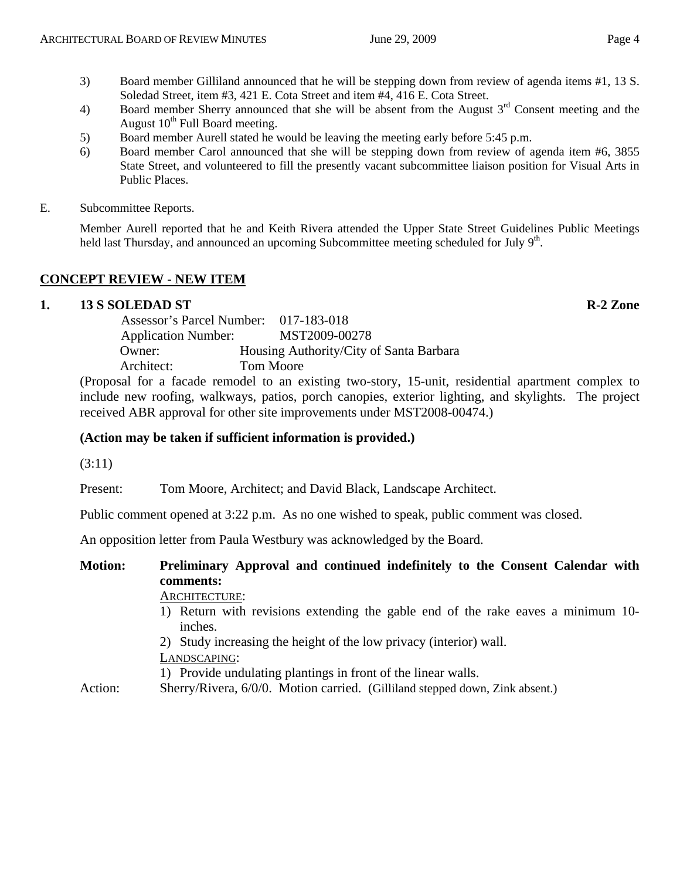3) Board member Gilliland announced that he will be stepping down from review of agenda items #1, 13 S. Soledad Street, item #3, 421 E. Cota Street and item #4, 416 E. Cota Street.
4) Board member Sherry announced that she will be absent from the August 3rd Consent meeting and the August 10th Full Board meeting.
5) Board member Aurell stated he would be leaving the meeting early before 5:45 p.m.
6) Board member Carol announced that she will be stepping down from review of agenda item #6, 3855 State Street, and volunteered to fill the presently vacant subcommittee liaison position for Visual Arts in Public Places.

E. Subcommittee Reports.

Member Aurell reported that he and Keith Rivera attended the Upper State Street Guidelines Public Meetings held last Thursday, and announced an upcoming Subcommittee meeting scheduled for July 9th.

## CONCEPT REVIEW - NEW ITEM

### 1. 13 S SOLEDAD ST — R-2 Zone

Assessor's Parcel Number: 017-183-018
Application Number: MST2009-00278
Owner: Housing Authority/City of Santa Barbara
Architect: Tom Moore

(Proposal for a facade remodel to an existing two-story, 15-unit, residential apartment complex to include new roofing, walkways, patios, porch canopies, exterior lighting, and skylights. The project received ABR approval for other site improvements under MST2008-00474.)

**(Action may be taken if sufficient information is provided.)**

(3:11)

Present: Tom Moore, Architect; and David Black, Landscape Architect.

Public comment opened at 3:22 p.m. As no one wished to speak, public comment was closed.

An opposition letter from Paula Westbury was acknowledged by the Board.

**Motion: Preliminary Approval and continued indefinitely to the Consent Calendar with comments:**

ARCHITECTURE:
1) Return with revisions extending the gable end of the rake eaves a minimum 10-inches.
2) Study increasing the height of the low privacy (interior) wall.

LANDSCAPING:
1) Provide undulating plantings in front of the linear walls.

Action: Sherry/Rivera, 6/0/0. Motion carried. (Gilliland stepped down, Zink absent.)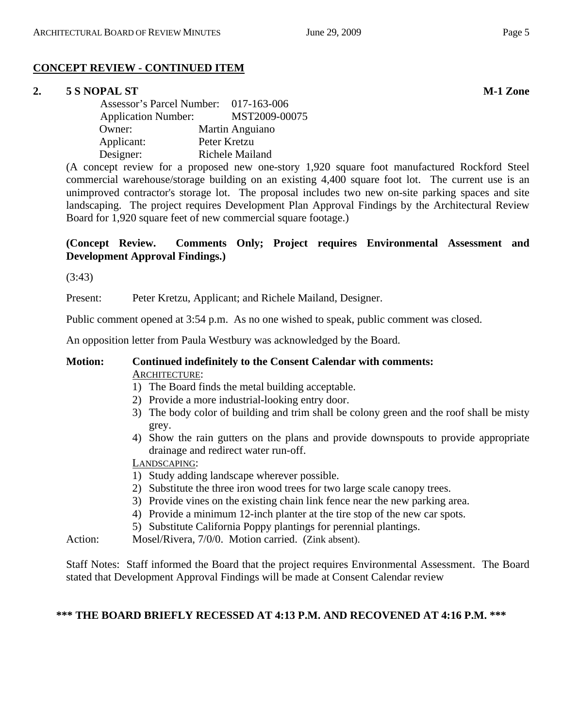## CONCEPT REVIEW - CONTINUED ITEM

**2. 5 S NOPAL ST** **M-1 Zone**

Assessor's Parcel Number: 017-163-006
Application Number: MST2009-00075
Owner: Martin Anguiano
Applicant: Peter Kretzu
Designer: Richele Mailand

(A concept review for a proposed new one-story 1,920 square foot manufactured Rockford Steel commercial warehouse/storage building on an existing 4,400 square foot lot. The current use is an unimproved contractor's storage lot. The proposal includes two new on-site parking spaces and site landscaping. The project requires Development Plan Approval Findings by the Architectural Review Board for 1,920 square feet of new commercial square footage.)

**(Concept Review. Comments Only; Project requires Environmental Assessment and Development Approval Findings.)**

(3:43)

Present: Peter Kretzu, Applicant; and Richele Mailand, Designer.

Public comment opened at 3:54 p.m. As no one wished to speak, public comment was closed.

An opposition letter from Paula Westbury was acknowledged by the Board.

**Motion: Continued indefinitely to the Consent Calendar with comments:**

ARCHITECTURE:

1) The Board finds the metal building acceptable.
2) Provide a more industrial-looking entry door.
3) The body color of building and trim shall be colony green and the roof shall be misty grey.
4) Show the rain gutters on the plans and provide downspouts to provide appropriate drainage and redirect water run-off.

LANDSCAPING:

1) Study adding landscape wherever possible.
2) Substitute the three iron wood trees for two large scale canopy trees.
3) Provide vines on the existing chain link fence near the new parking area.
4) Provide a minimum 12-inch planter at the tire stop of the new car spots.
5) Substitute California Poppy plantings for perennial plantings.

Action: Mosel/Rivera, 7/0/0. Motion carried. (Zink absent).

Staff Notes: Staff informed the Board that the project requires Environmental Assessment. The Board stated that Development Approval Findings will be made at Consent Calendar review

**\*\*\* THE BOARD BRIEFLY RECESSED AT 4:13 P.M. AND RECOVENED AT 4:16 P.M. \*\*\***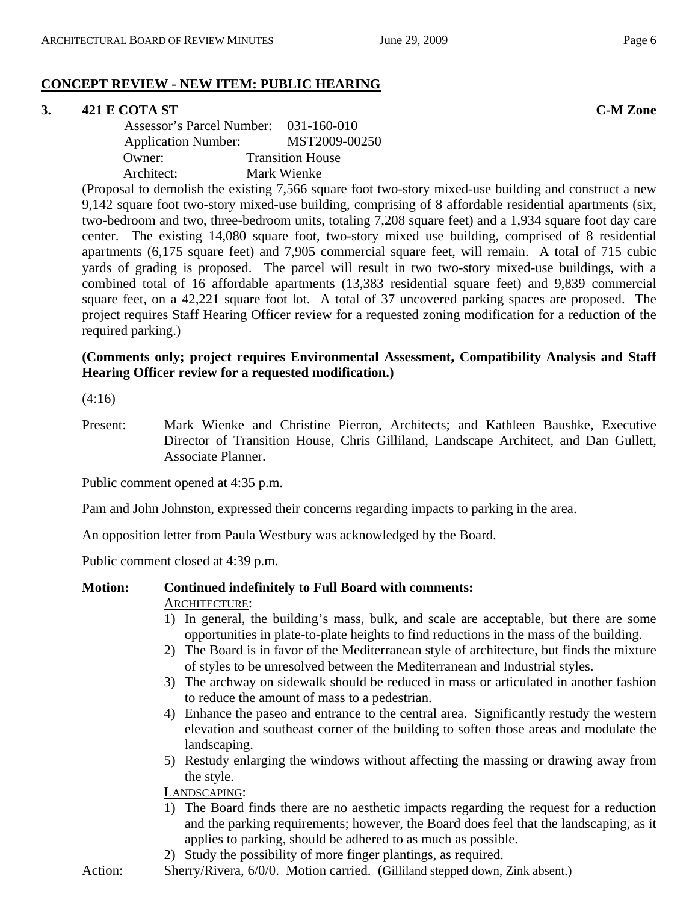## CONCEPT REVIEW - NEW ITEM: PUBLIC HEARING

**3. 421 E COTA ST** **C-M Zone**

Assessor's Parcel Number: 031-160-010
Application Number: MST2009-00250
Owner: Transition House
Architect: Mark Wienke

(Proposal to demolish the existing 7,566 square foot two-story mixed-use building and construct a new 9,142 square foot two-story mixed-use building, comprising of 8 affordable residential apartments (six, two-bedroom and two, three-bedroom units, totaling 7,208 square feet) and a 1,934 square foot day care center. The existing 14,080 square foot, two-story mixed use building, comprised of 8 residential apartments (6,175 square feet) and 7,905 commercial square feet, will remain. A total of 715 cubic yards of grading is proposed. The parcel will result in two two-story mixed-use buildings, with a combined total of 16 affordable apartments (13,383 residential square feet) and 9,839 commercial square feet, on a 42,221 square foot lot. A total of 37 uncovered parking spaces are proposed. The project requires Staff Hearing Officer review for a requested zoning modification for a reduction of the required parking.)

**(Comments only; project requires Environmental Assessment, Compatibility Analysis and Staff Hearing Officer review for a requested modification.)**

(4:16)

Present: Mark Wienke and Christine Pierron, Architects; and Kathleen Baushke, Executive Director of Transition House, Chris Gilliland, Landscape Architect, and Dan Gullett, Associate Planner.

Public comment opened at 4:35 p.m.

Pam and John Johnston, expressed their concerns regarding impacts to parking in the area.

An opposition letter from Paula Westbury was acknowledged by the Board.

Public comment closed at 4:39 p.m.

**Motion: Continued indefinitely to Full Board with comments:**

ARCHITECTURE:

1) In general, the building's mass, bulk, and scale are acceptable, but there are some opportunities in plate-to-plate heights to find reductions in the mass of the building.
2) The Board is in favor of the Mediterranean style of architecture, but finds the mixture of styles to be unresolved between the Mediterranean and Industrial styles.
3) The archway on sidewalk should be reduced in mass or articulated in another fashion to reduce the amount of mass to a pedestrian.
4) Enhance the paseo and entrance to the central area. Significantly restudy the western elevation and southeast corner of the building to soften those areas and modulate the landscaping.
5) Restudy enlarging the windows without affecting the massing or drawing away from the style.

LANDSCAPING:

1) The Board finds there are no aesthetic impacts regarding the request for a reduction and the parking requirements; however, the Board does feel that the landscaping, as it applies to parking, should be adhered to as much as possible.
2) Study the possibility of more finger plantings, as required.

Action: Sherry/Rivera, 6/0/0. Motion carried. (Gilliland stepped down, Zink absent.)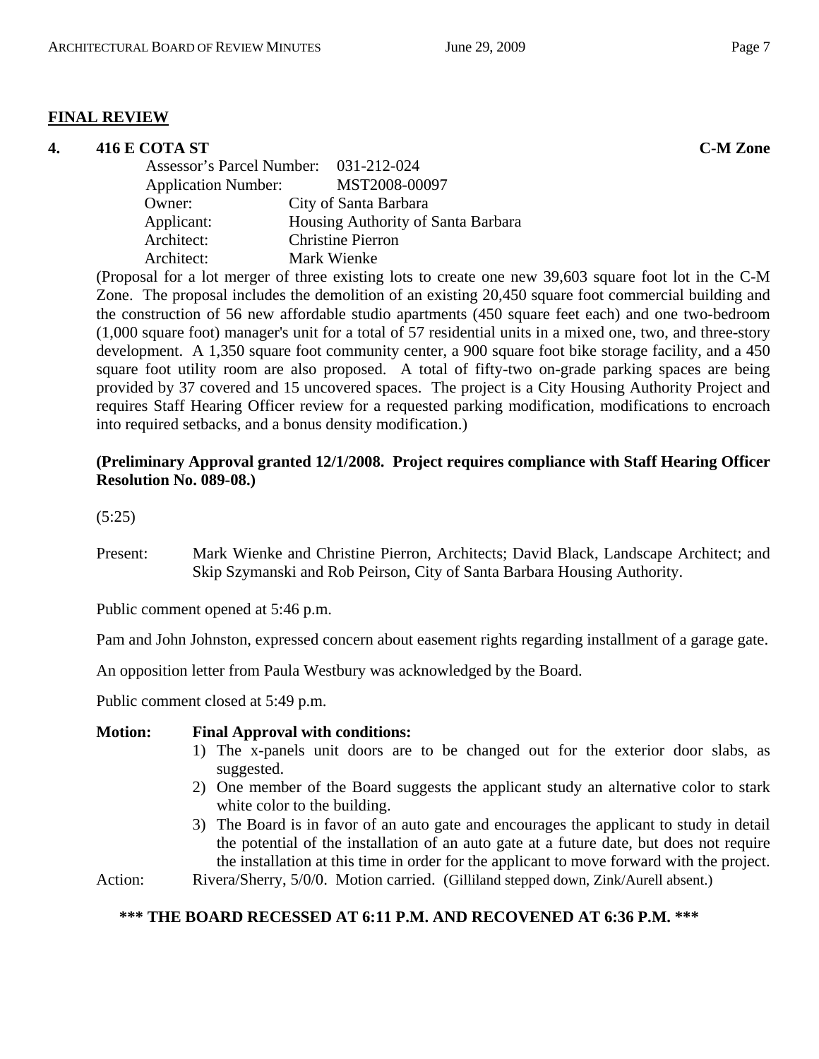## FINAL REVIEW

### 4. 416 E COTA ST **C-M Zone**

Assessor's Parcel Number: 031-212-024
Application Number: MST2008-00097
Owner: City of Santa Barbara
Applicant: Housing Authority of Santa Barbara
Architect: Christine Pierron
Architect: Mark Wienke

(Proposal for a lot merger of three existing lots to create one new 39,603 square foot lot in the C-M Zone. The proposal includes the demolition of an existing 20,450 square foot commercial building and the construction of 56 new affordable studio apartments (450 square feet each) and one two-bedroom (1,000 square foot) manager's unit for a total of 57 residential units in a mixed one, two, and three-story development. A 1,350 square foot community center, a 900 square foot bike storage facility, and a 450 square foot utility room are also proposed. A total of fifty-two on-grade parking spaces are being provided by 37 covered and 15 uncovered spaces. The project is a City Housing Authority Project and requires Staff Hearing Officer review for a requested parking modification, modifications to encroach into required setbacks, and a bonus density modification.)

**(Preliminary Approval granted 12/1/2008. Project requires compliance with Staff Hearing Officer Resolution No. 089-08.)**

(5:25)

Present: Mark Wienke and Christine Pierron, Architects; David Black, Landscape Architect; and Skip Szymanski and Rob Peirson, City of Santa Barbara Housing Authority.

Public comment opened at 5:46 p.m.

Pam and John Johnston, expressed concern about easement rights regarding installment of a garage gate.

An opposition letter from Paula Westbury was acknowledged by the Board.

Public comment closed at 5:49 p.m.

**Motion: Final Approval with conditions:**

1) The x-panels unit doors are to be changed out for the exterior door slabs, as suggested.
2) One member of the Board suggests the applicant study an alternative color to stark white color to the building.
3) The Board is in favor of an auto gate and encourages the applicant to study in detail the potential of the installation of an auto gate at a future date, but does not require the installation at this time in order for the applicant to move forward with the project.

Action: Rivera/Sherry, 5/0/0. Motion carried. (Gilliland stepped down, Zink/Aurell absent.)

**\*\*\* THE BOARD RECESSED AT 6:11 P.M. AND RECOVENED AT 6:36 P.M. \*\*\***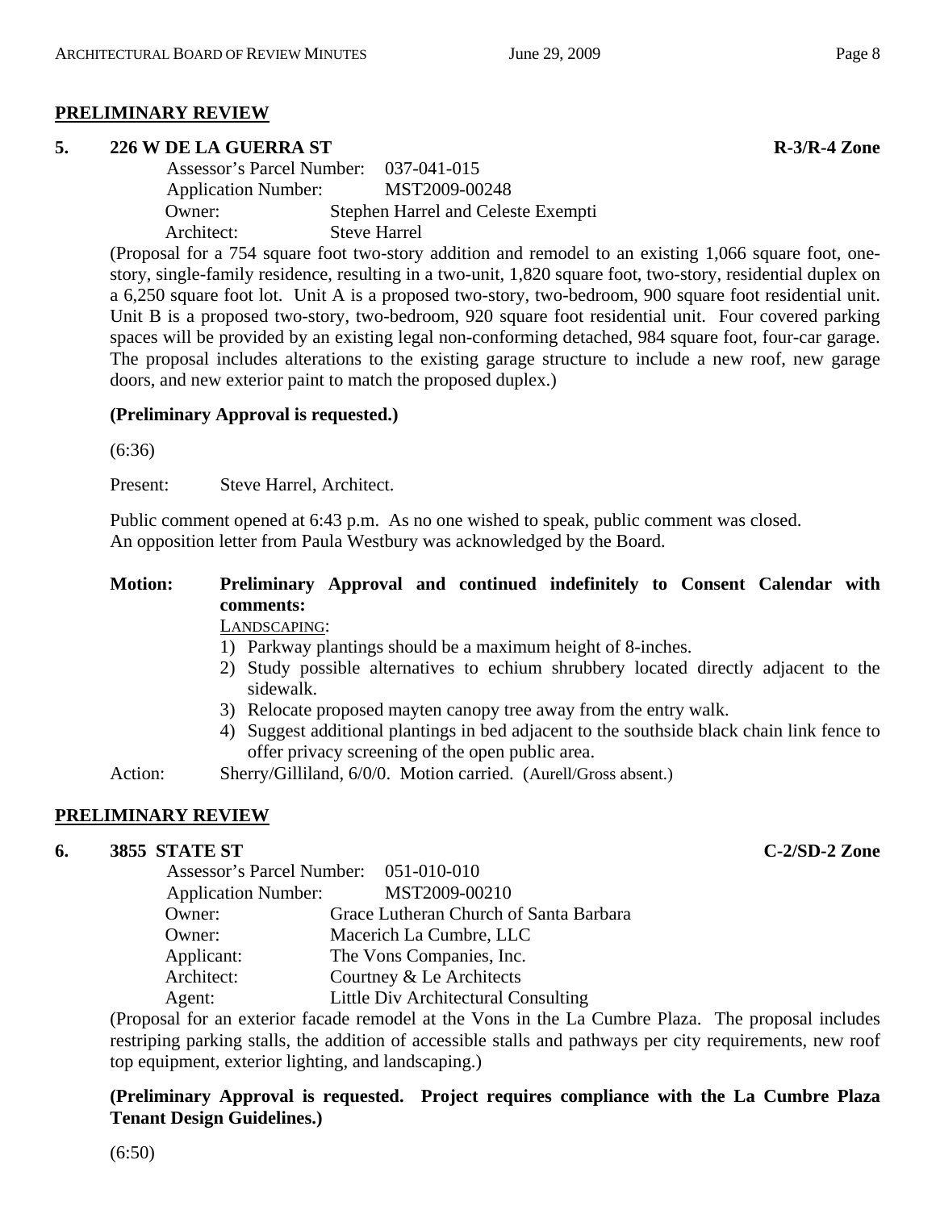## PRELIMINARY REVIEW

### 5. 226 W DE LA GUERRA ST — R-3/R-4 Zone

Assessor's Parcel Number: 037-041-015
Application Number: MST2009-00248
Owner: Stephen Harrel and Celeste Exempti
Architect: Steve Harrel

(Proposal for a 754 square foot two-story addition and remodel to an existing 1,066 square foot, one-story, single-family residence, resulting in a two-unit, 1,820 square foot, two-story, residential duplex on a 6,250 square foot lot. Unit A is a proposed two-story, two-bedroom, 900 square foot residential unit. Unit B is a proposed two-story, two-bedroom, 920 square foot residential unit. Four covered parking spaces will be provided by an existing legal non-conforming detached, 984 square foot, four-car garage. The proposal includes alterations to the existing garage structure to include a new roof, new garage doors, and new exterior paint to match the proposed duplex.)

**(Preliminary Approval is requested.)**

(6:36)

Present: Steve Harrel, Architect.

Public comment opened at 6:43 p.m. As no one wished to speak, public comment was closed.
An opposition letter from Paula Westbury was acknowledged by the Board.

**Motion: Preliminary Approval and continued indefinitely to Consent Calendar with comments:**

LANDSCAPING:

1) Parkway plantings should be a maximum height of 8-inches.
2) Study possible alternatives to echium shrubbery located directly adjacent to the sidewalk.
3) Relocate proposed mayten canopy tree away from the entry walk.
4) Suggest additional plantings in bed adjacent to the southside black chain link fence to offer privacy screening of the open public area.

Action: Sherry/Gilliland, 6/0/0. Motion carried. (Aurell/Gross absent.)

## PRELIMINARY REVIEW

### 6. 3855 STATE ST — C-2/SD-2 Zone

Assessor's Parcel Number: 051-010-010
Application Number: MST2009-00210
Owner: Grace Lutheran Church of Santa Barbara
Owner: Macerich La Cumbre, LLC
Applicant: The Vons Companies, Inc.
Architect: Courtney & Le Architects
Agent: Little Div Architectural Consulting

(Proposal for an exterior facade remodel at the Vons in the La Cumbre Plaza. The proposal includes restriping parking stalls, the addition of accessible stalls and pathways per city requirements, new roof top equipment, exterior lighting, and landscaping.)

**(Preliminary Approval is requested. Project requires compliance with the La Cumbre Plaza Tenant Design Guidelines.)**

(6:50)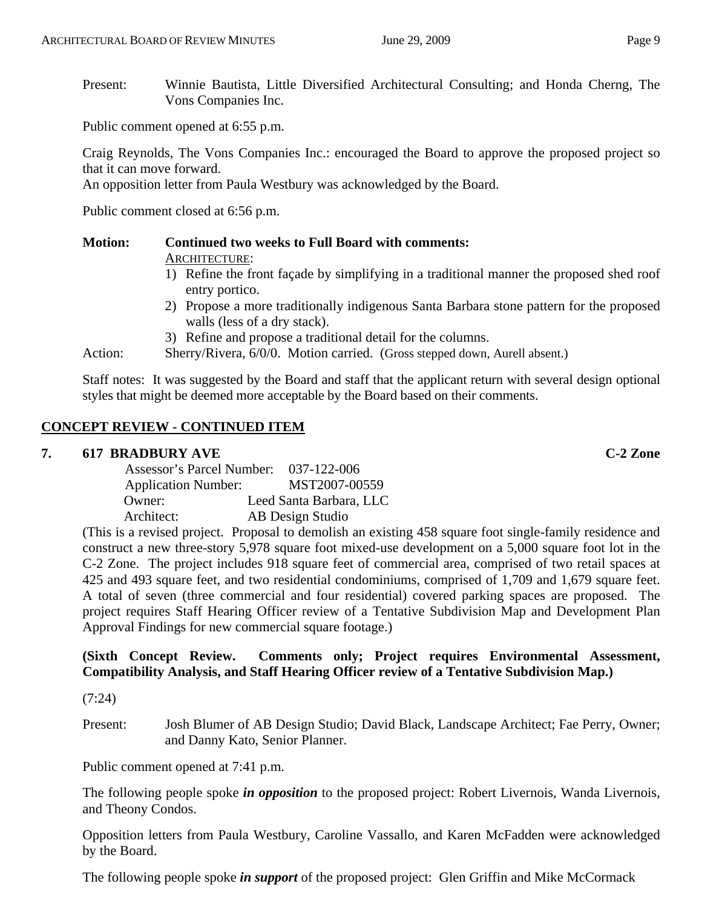Present: Winnie Bautista, Little Diversified Architectural Consulting; and Honda Cherng, The Vons Companies Inc.

Public comment opened at 6:55 p.m.

Craig Reynolds, The Vons Companies Inc.: encouraged the Board to approve the proposed project so that it can move forward.
An opposition letter from Paula Westbury was acknowledged by the Board.

Public comment closed at 6:56 p.m.

**Motion: Continued two weeks to Full Board with comments:**

ARCHITECTURE:

1) Refine the front façade by simplifying in a traditional manner the proposed shed roof entry portico.
2) Propose a more traditionally indigenous Santa Barbara stone pattern for the proposed walls (less of a dry stack).
3) Refine and propose a traditional detail for the columns.

Action: Sherry/Rivera, 6/0/0. Motion carried. (Gross stepped down, Aurell absent.)

Staff notes: It was suggested by the Board and staff that the applicant return with several design optional styles that might be deemed more acceptable by the Board based on their comments.

## CONCEPT REVIEW - CONTINUED ITEM

### 7. 617 BRADBURY AVE — C-2 Zone

Assessor's Parcel Number: 037-122-006
Application Number: MST2007-00559
Owner: Leed Santa Barbara, LLC
Architect: AB Design Studio

(This is a revised project. Proposal to demolish an existing 458 square foot single-family residence and construct a new three-story 5,978 square foot mixed-use development on a 5,000 square foot lot in the C-2 Zone. The project includes 918 square feet of commercial area, comprised of two retail spaces at 425 and 493 square feet, and two residential condominiums, comprised of 1,709 and 1,679 square feet. A total of seven (three commercial and four residential) covered parking spaces are proposed. The project requires Staff Hearing Officer review of a Tentative Subdivision Map and Development Plan Approval Findings for new commercial square footage.)

**(Sixth Concept Review. Comments only; Project requires Environmental Assessment, Compatibility Analysis, and Staff Hearing Officer review of a Tentative Subdivision Map.)**

(7:24)

Present: Josh Blumer of AB Design Studio; David Black, Landscape Architect; Fae Perry, Owner; and Danny Kato, Senior Planner.

Public comment opened at 7:41 p.m.

The following people spoke ***in opposition*** to the proposed project: Robert Livernois, Wanda Livernois, and Theony Condos.

Opposition letters from Paula Westbury, Caroline Vassallo, and Karen McFadden were acknowledged by the Board.

The following people spoke ***in support*** of the proposed project: Glen Griffin and Mike McCormack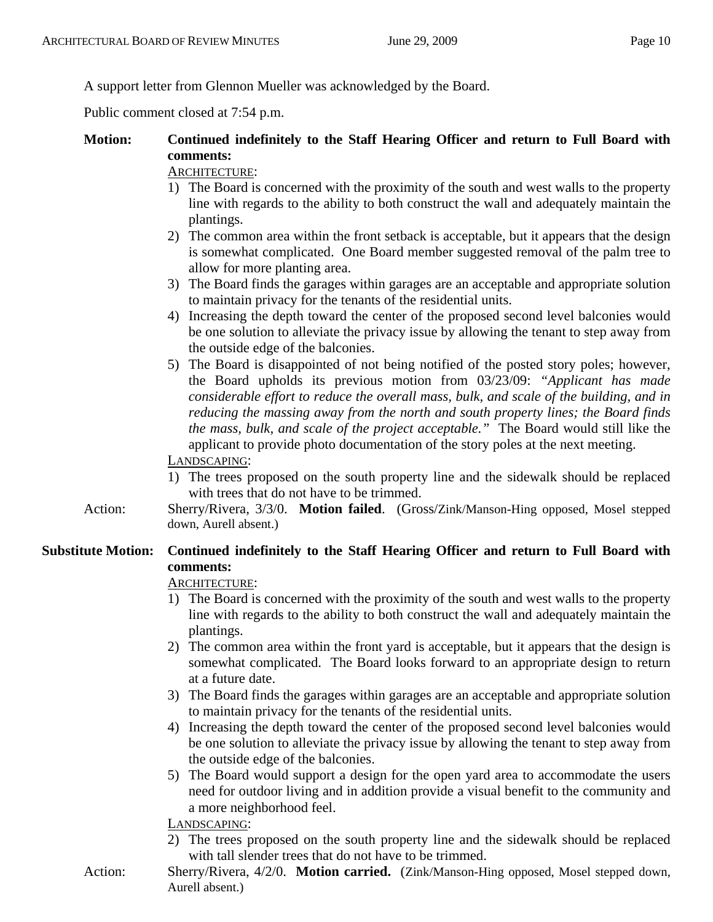A support letter from Glennon Mueller was acknowledged by the Board.

Public comment closed at 7:54 p.m.

**Motion: Continued indefinitely to the Staff Hearing Officer and return to Full Board with comments:**

ARCHITECTURE:

1) The Board is concerned with the proximity of the south and west walls to the property line with regards to the ability to both construct the wall and adequately maintain the plantings.
2) The common area within the front setback is acceptable, but it appears that the design is somewhat complicated. One Board member suggested removal of the palm tree to allow for more planting area.
3) The Board finds the garages within garages are an acceptable and appropriate solution to maintain privacy for the tenants of the residential units.
4) Increasing the depth toward the center of the proposed second level balconies would be one solution to alleviate the privacy issue by allowing the tenant to step away from the outside edge of the balconies.
5) The Board is disappointed of not being notified of the posted story poles; however, the Board upholds its previous motion from 03/23/09: *"Applicant has made considerable effort to reduce the overall mass, bulk, and scale of the building, and in reducing the massing away from the north and south property lines; the Board finds the mass, bulk, and scale of the project acceptable."* The Board would still like the applicant to provide photo documentation of the story poles at the next meeting.

LANDSCAPING:

1) The trees proposed on the south property line and the sidewalk should be replaced with trees that do not have to be trimmed.

Action: Sherry/Rivera, 3/3/0. **Motion failed**. (Gross/Zink/Manson-Hing opposed, Mosel stepped down, Aurell absent.)

**Substitute Motion: Continued indefinitely to the Staff Hearing Officer and return to Full Board with comments:**

ARCHITECTURE:

1) The Board is concerned with the proximity of the south and west walls to the property line with regards to the ability to both construct the wall and adequately maintain the plantings.
2) The common area within the front yard is acceptable, but it appears that the design is somewhat complicated. The Board looks forward to an appropriate design to return at a future date.
3) The Board finds the garages within garages are an acceptable and appropriate solution to maintain privacy for the tenants of the residential units.
4) Increasing the depth toward the center of the proposed second level balconies would be one solution to alleviate the privacy issue by allowing the tenant to step away from the outside edge of the balconies.
5) The Board would support a design for the open yard area to accommodate the users need for outdoor living and in addition provide a visual benefit to the community and a more neighborhood feel.

LANDSCAPING:

2) The trees proposed on the south property line and the sidewalk should be replaced with tall slender trees that do not have to be trimmed.

Action: Sherry/Rivera, 4/2/0. **Motion carried.** (Zink/Manson-Hing opposed, Mosel stepped down, Aurell absent.)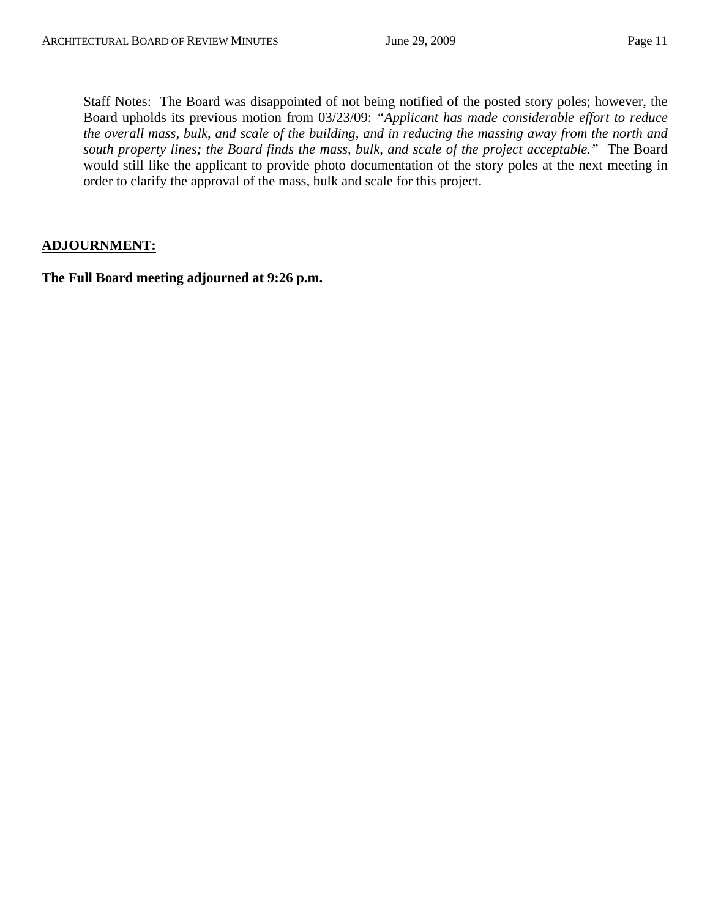Staff Notes: The Board was disappointed of not being notified of the posted story poles; however, the Board upholds its previous motion from 03/23/09: *"Applicant has made considerable effort to reduce the overall mass, bulk, and scale of the building, and in reducing the massing away from the north and south property lines; the Board finds the mass, bulk, and scale of the project acceptable."* The Board would still like the applicant to provide photo documentation of the story poles at the next meeting in order to clarify the approval of the mass, bulk and scale for this project.

## ADJOURNMENT:

**The Full Board meeting adjourned at 9:26 p.m.**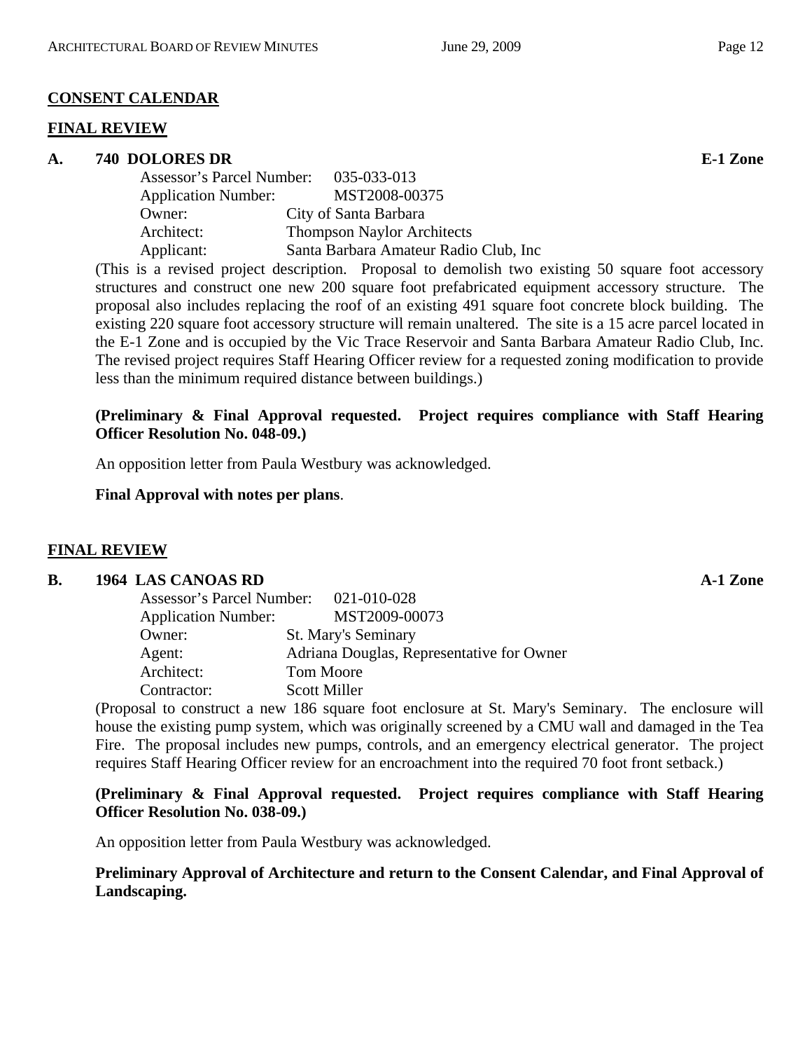## CONSENT CALENDAR

## FINAL REVIEW

### A. 740 DOLORES DR — E-1 Zone

Assessor's Parcel Number: 035-033-013
Application Number: MST2008-00375
Owner: City of Santa Barbara
Architect: Thompson Naylor Architects
Applicant: Santa Barbara Amateur Radio Club, Inc

(This is a revised project description. Proposal to demolish two existing 50 square foot accessory structures and construct one new 200 square foot prefabricated equipment accessory structure. The proposal also includes replacing the roof of an existing 491 square foot concrete block building. The existing 220 square foot accessory structure will remain unaltered. The site is a 15 acre parcel located in the E-1 Zone and is occupied by the Vic Trace Reservoir and Santa Barbara Amateur Radio Club, Inc. The revised project requires Staff Hearing Officer review for a requested zoning modification to provide less than the minimum required distance between buildings.)

**(Preliminary & Final Approval requested. Project requires compliance with Staff Hearing Officer Resolution No. 048-09.)**

An opposition letter from Paula Westbury was acknowledged.

**Final Approval with notes per plans**.

## FINAL REVIEW

### B. 1964 LAS CANOAS RD — A-1 Zone

Assessor's Parcel Number: 021-010-028
Application Number: MST2009-00073
Owner: St. Mary's Seminary
Agent: Adriana Douglas, Representative for Owner
Architect: Tom Moore
Contractor: Scott Miller

(Proposal to construct a new 186 square foot enclosure at St. Mary's Seminary. The enclosure will house the existing pump system, which was originally screened by a CMU wall and damaged in the Tea Fire. The proposal includes new pumps, controls, and an emergency electrical generator. The project requires Staff Hearing Officer review for an encroachment into the required 70 foot front setback.)

**(Preliminary & Final Approval requested. Project requires compliance with Staff Hearing Officer Resolution No. 038-09.)**

An opposition letter from Paula Westbury was acknowledged.

**Preliminary Approval of Architecture and return to the Consent Calendar, and Final Approval of Landscaping.**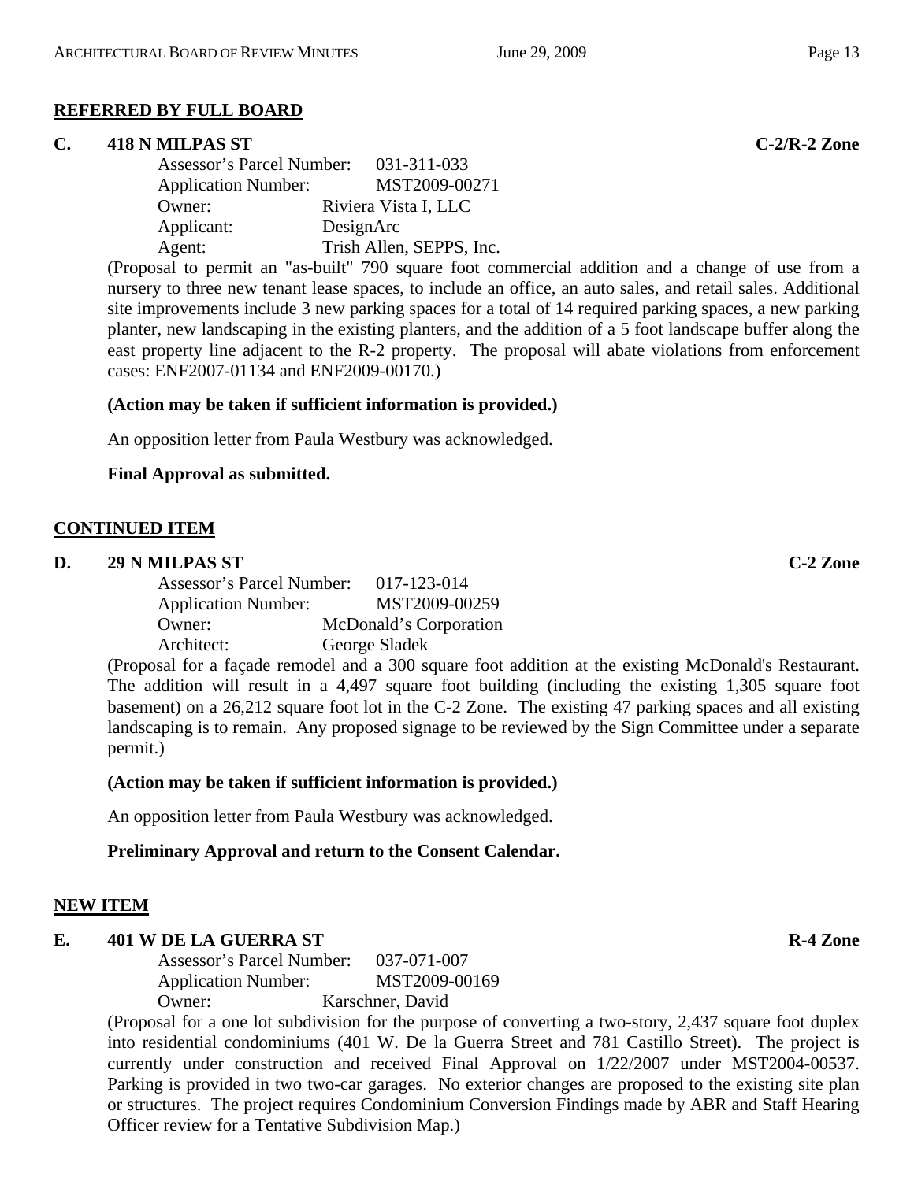**REFERRED BY FULL BOARD**

**C. 418 N MILPAS ST** **C-2/R-2 Zone**

Assessor's Parcel Number: 031-311-033
Application Number: MST2009-00271
Owner: Riviera Vista I, LLC
Applicant: DesignArc
Agent: Trish Allen, SEPPS, Inc.

(Proposal to permit an "as-built" 790 square foot commercial addition and a change of use from a nursery to three new tenant lease spaces, to include an office, an auto sales, and retail sales. Additional site improvements include 3 new parking spaces for a total of 14 required parking spaces, a new parking planter, new landscaping in the existing planters, and the addition of a 5 foot landscape buffer along the east property line adjacent to the R-2 property. The proposal will abate violations from enforcement cases: ENF2007-01134 and ENF2009-00170.)

**(Action may be taken if sufficient information is provided.)**

An opposition letter from Paula Westbury was acknowledged.

**Final Approval as submitted.**

**CONTINUED ITEM**

**D. 29 N MILPAS ST** **C-2 Zone**

Assessor's Parcel Number: 017-123-014
Application Number: MST2009-00259
Owner: McDonald's Corporation
Architect: George Sladek

(Proposal for a façade remodel and a 300 square foot addition at the existing McDonald's Restaurant. The addition will result in a 4,497 square foot building (including the existing 1,305 square foot basement) on a 26,212 square foot lot in the C-2 Zone. The existing 47 parking spaces and all existing landscaping is to remain. Any proposed signage to be reviewed by the Sign Committee under a separate permit.)

**(Action may be taken if sufficient information is provided.)**

An opposition letter from Paula Westbury was acknowledged.

**Preliminary Approval and return to the Consent Calendar.**

**NEW ITEM**

**E. 401 W DE LA GUERRA ST** **R-4 Zone**

Assessor's Parcel Number: 037-071-007
Application Number: MST2009-00169
Owner: Karschner, David

(Proposal for a one lot subdivision for the purpose of converting a two-story, 2,437 square foot duplex into residential condominiums (401 W. De la Guerra Street and 781 Castillo Street). The project is currently under construction and received Final Approval on 1/22/2007 under MST2004-00537. Parking is provided in two two-car garages. No exterior changes are proposed to the existing site plan or structures. The project requires Condominium Conversion Findings made by ABR and Staff Hearing Officer review for a Tentative Subdivision Map.)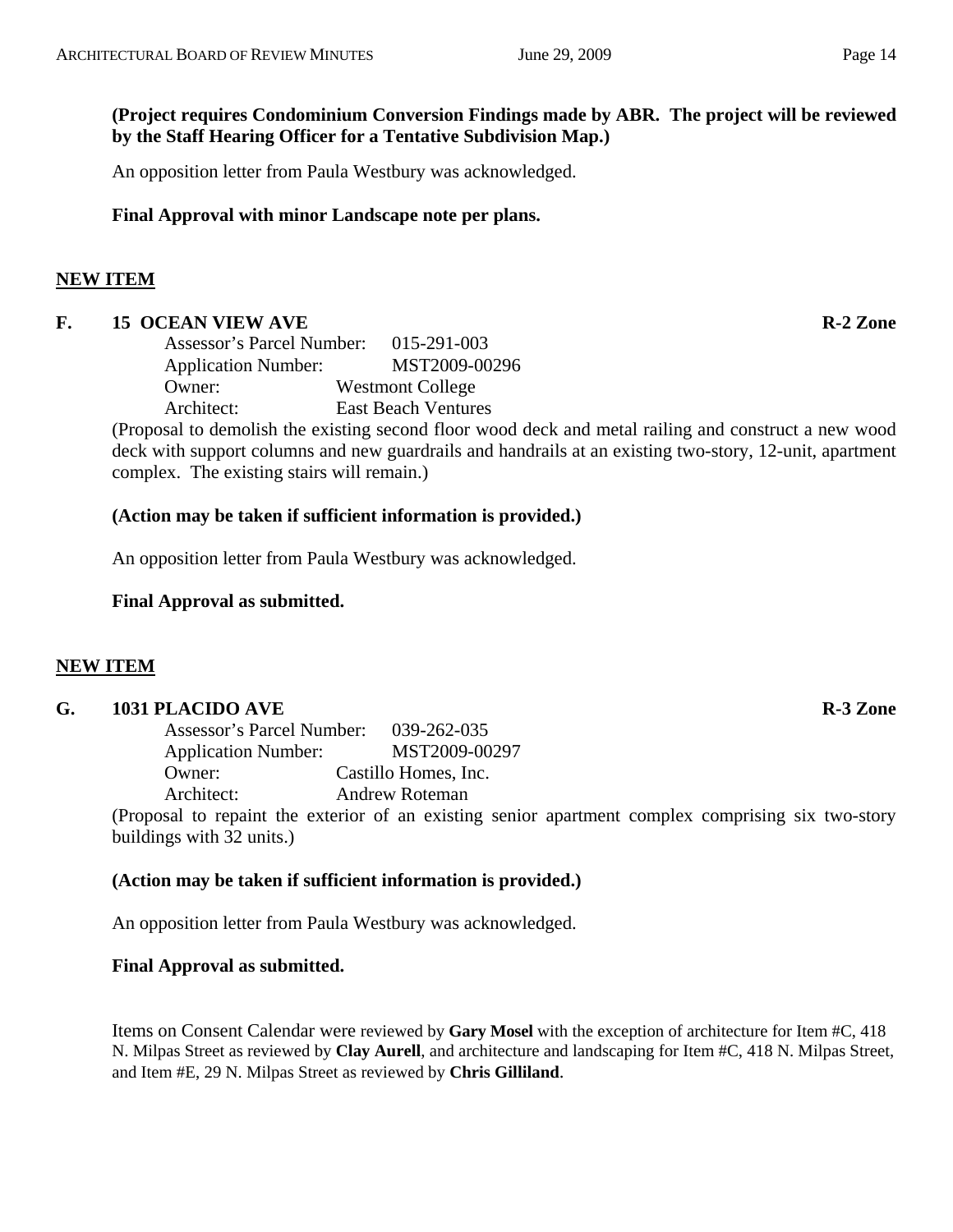**(Project requires Condominium Conversion Findings made by ABR. The project will be reviewed by the Staff Hearing Officer for a Tentative Subdivision Map.)**

An opposition letter from Paula Westbury was acknowledged.

**Final Approval with minor Landscape note per plans.**

**NEW ITEM**

**F. 15 OCEAN VIEW AVE R-2 Zone**

Assessor's Parcel Number: 015-291-003
Application Number: MST2009-00296
Owner: Westmont College
Architect: East Beach Ventures

(Proposal to demolish the existing second floor wood deck and metal railing and construct a new wood deck with support columns and new guardrails and handrails at an existing two-story, 12-unit, apartment complex. The existing stairs will remain.)

**(Action may be taken if sufficient information is provided.)**

An opposition letter from Paula Westbury was acknowledged.

**Final Approval as submitted.**

**NEW ITEM**

**G. 1031 PLACIDO AVE R-3 Zone**

Assessor's Parcel Number: 039-262-035
Application Number: MST2009-00297
Owner: Castillo Homes, Inc.
Architect: Andrew Roteman

(Proposal to repaint the exterior of an existing senior apartment complex comprising six two-story buildings with 32 units.)

**(Action may be taken if sufficient information is provided.)**

An opposition letter from Paula Westbury was acknowledged.

**Final Approval as submitted.**

Items on Consent Calendar were reviewed by **Gary Mosel** with the exception of architecture for Item #C, 418 N. Milpas Street as reviewed by **Clay Aurell**, and architecture and landscaping for Item #C, 418 N. Milpas Street, and Item #E, 29 N. Milpas Street as reviewed by **Chris Gilliland**.